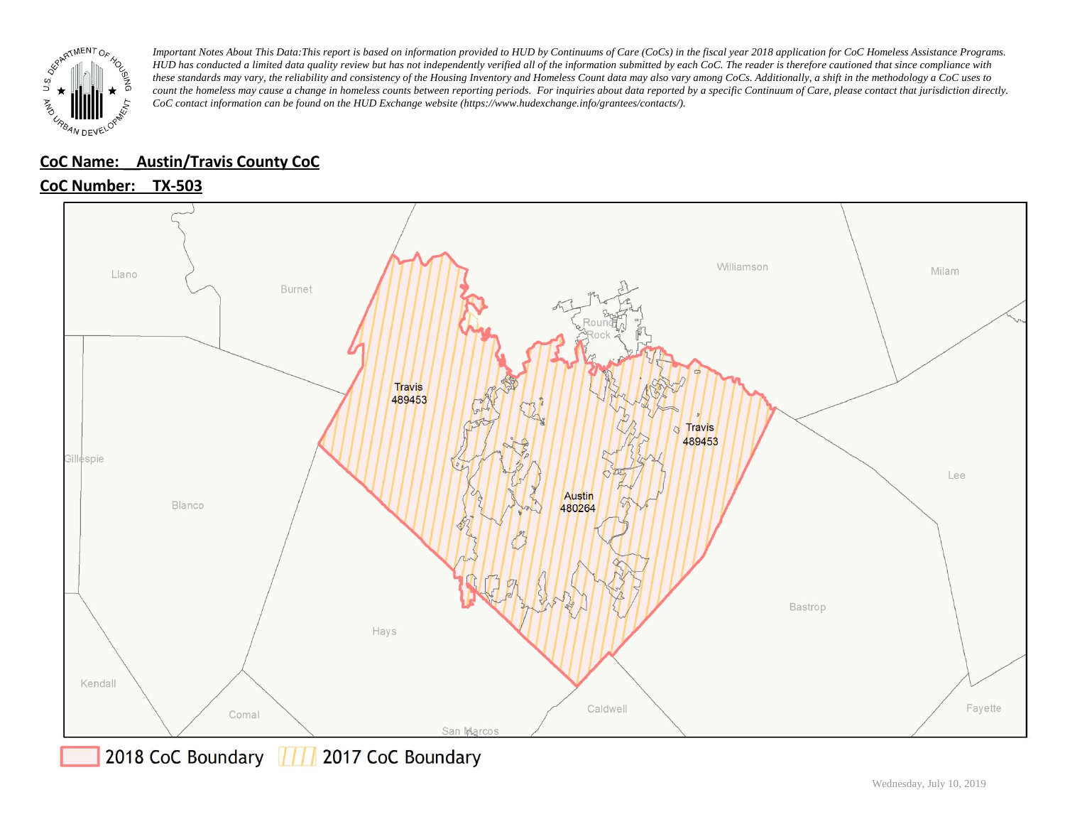*Important Notes About This Data: This report is based on information provided to HUD by Continuums of Care (CoCs) in the fiscal year 2018 application for CoC Homeless Assistance Programs. HUD has conducted a limited data quality review but has not independently verified all of the information submitted by each CoC. The reader is therefore cautioned that since compliance with these standards may vary, the reliability and consistency of the Housing Inventory and Homeless Count data may also vary among CoCs. Additionally, a shift in the methodology a CoC uses to count the homeless may cause a change in homeless counts between reporting periods. For inquiries about data reported by a specific Continuum of Care, please contact that jurisdiction directly. CoC contact information can be found on the HUD Exchange website (https://www.hudexchange.info/grantees/contacts/).*

**CoC Name: Austin/Travis County CoC**

**CoC Number: TX-503**

Llano, Burnet, Williamson, Milam, Round Rock, Travis 489453, Travis 489453, Gillespie, Blanco, Austin 480264, Lee, Bastrop, Hays, Kendall, Comal, Caldwell, Fayette, San Marcos

2018 CoC Boundary | 2017 CoC Boundary

Wednesday, July 10, 2019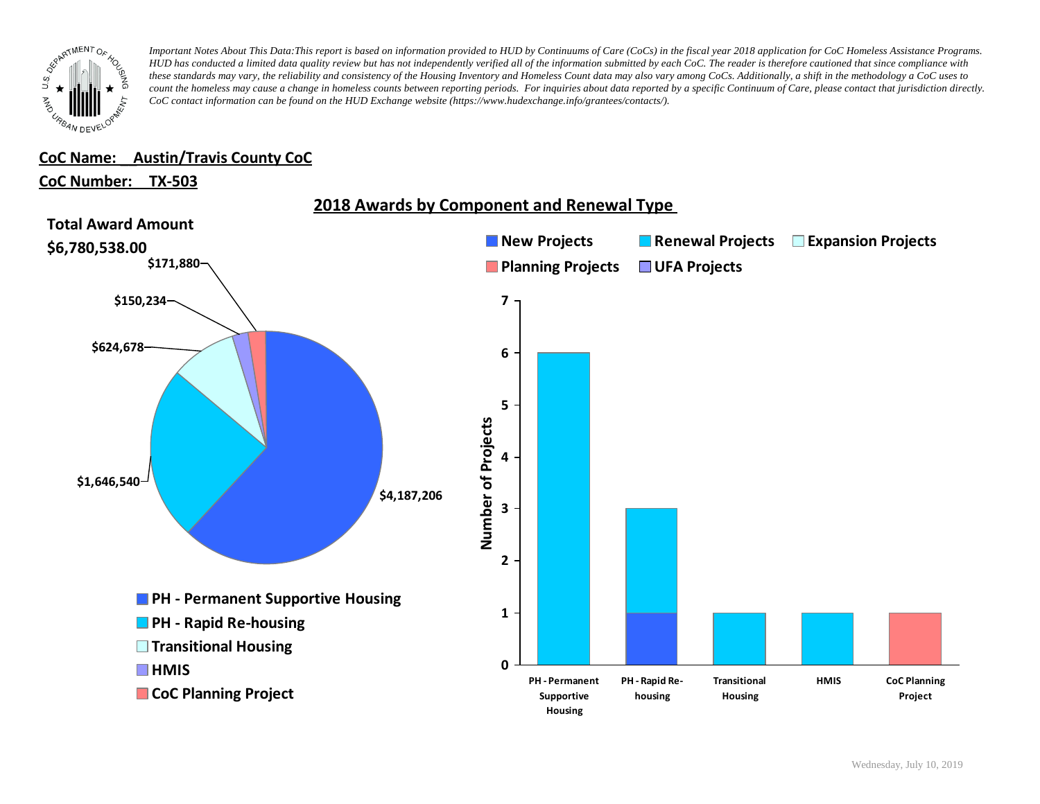*Important Notes About This Data:This report is based on information provided to HUD by Continuums of Care (CoCs) in the fiscal year 2018 application for CoC Homeless Assistance Programs. HUD has conducted a limited data quality review but has not independently verified all of the information submitted by each CoC. The reader is therefore cautioned that since compliance with these standards may vary, the reliability and consistency of the Housing Inventory and Homeless Count data may also vary among CoCs. Additionally, a shift in the methodology a CoC uses to count the homeless may cause a change in homeless counts between reporting periods. For inquiries about data reported by a specific Continuum of Care, please contact that jurisdiction directly. CoC contact information can be found on the HUD Exchange website (https://www.hudexchange.info/grantees/contacts/).*

**CoC Name: Austin/Travis County CoC**

**CoC Number: TX-503**

## 2018 Awards by Component and Renewal Type

**Total Award Amount**

**$6,780,538.00**

| Component | Award Amount |
|---|---|
| PH - Permanent Supportive Housing | $4,187,206 |
| PH - Rapid Re-housing | $1,646,540 |
| Transitional Housing | $624,678 |
| HMIS | $150,234 |
| CoC Planning Project | $171,880 |

Number of Projects

| Component | New Projects | Renewal Projects | Expansion Projects | Planning Projects | UFA Projects |
|---|---|---|---|---|---|
| PH - Permanent Supportive Housing | | 6 | | | |
| PH - Rapid Re-housing | 1 | 2 | | | |
| Transitional Housing | | 1 | | | |
| HMIS | | 1 | | | |
| CoC Planning Project | | | | 1 | |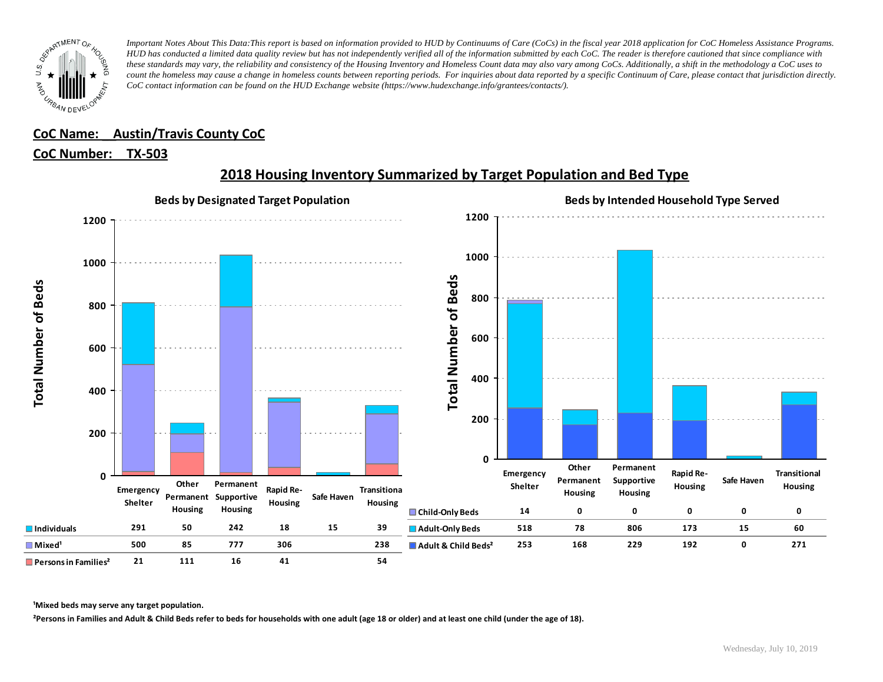*Important Notes About This Data: This report is based on information provided to HUD by Continuums of Care (CoCs) in the fiscal year 2018 application for CoC Homeless Assistance Programs. HUD has conducted a limited data quality review but has not independently verified all of the information submitted by each CoC. The reader is therefore cautioned that since compliance with these standards may vary, the reliability and consistency of the Housing Inventory and Homeless Count data may also vary among CoCs. Additionally, a shift in the methodology a CoC uses to count the homeless may cause a change in homeless counts between reporting periods. For inquiries about data reported by a specific Continuum of Care, please contact that jurisdiction directly. CoC contact information can be found on the HUD Exchange website (https://www.hudexchange.info/grantees/contacts/).*

**CoC Name: Austin/Travis County CoC**

**CoC Number: TX-503**

## 2018 Housing Inventory Summarized by Target Population and Bed Type

### Beds by Designated Target Population

| | Emergency Shelter | Other Permanent Housing | Permanent Supportive Housing | Rapid Re-Housing | Safe Haven | Transitional Housing |
|---|---|---|---|---|---|---|
| Individuals | 291 | 50 | 242 | 18 | 15 | 39 |
| Mixed[1] | 500 | 85 | 777 | 306 | | 238 |
| Persons in Families[2] | 21 | 111 | 16 | 41 | | 54 |

### Beds by Intended Household Type Served

| | Emergency Shelter | Other Permanent Housing | Permanent Supportive Housing | Rapid Re-Housing | Safe Haven | Transitional Housing |
|---|---|---|---|---|---|---|
| Child-Only Beds | 14 | 0 | 0 | 0 | 0 | 0 |
| Adult-Only Beds | 518 | 78 | 806 | 173 | 15 | 60 |
| Adult & Child Beds[2] | 253 | 168 | 229 | 192 | 0 | 271 |

**[1]Mixed beds may serve any target population.**

**[2]Persons in Families and Adult & Child Beds refer to beds for households with one adult (age 18 or older) and at least one child (under the age of 18).**

Wednesday, July 10, 2019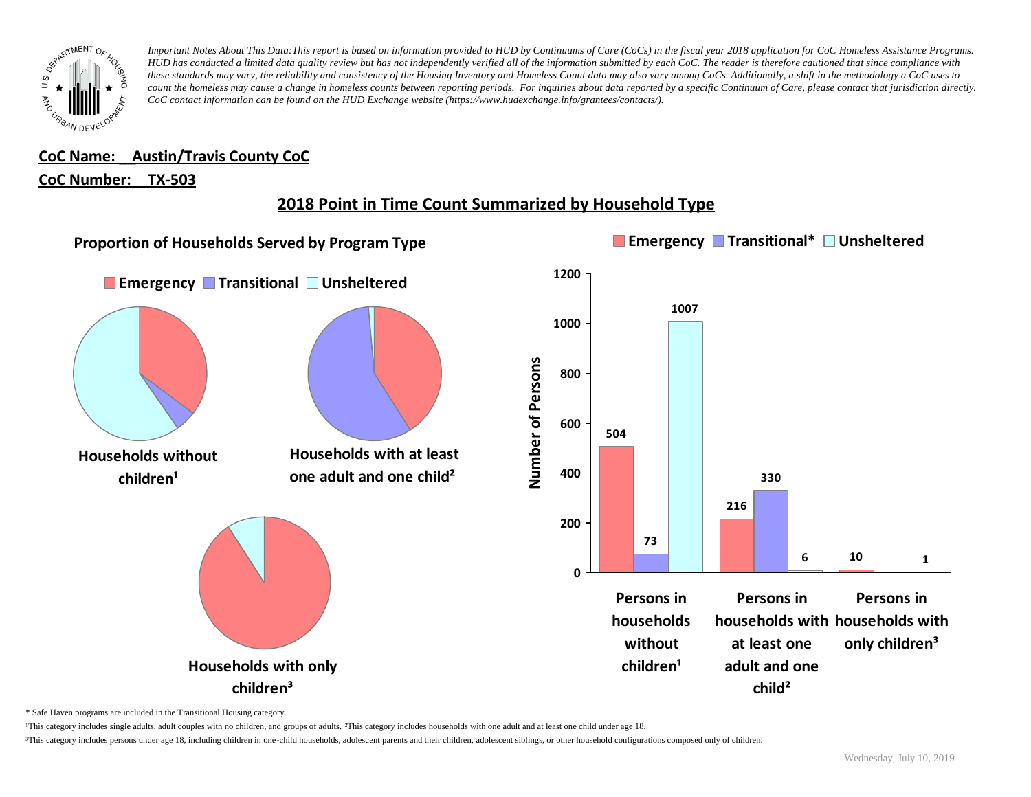*Important Notes About This Data:This report is based on information provided to HUD by Continuums of Care (CoCs) in the fiscal year 2018 application for CoC Homeless Assistance Programs. HUD has conducted a limited data quality review but has not independently verified all of the information submitted by each CoC. The reader is therefore cautioned that since compliance with these standards may vary, the reliability and consistency of the Housing Inventory and Homeless Count data may also vary among CoCs. Additionally, a shift in the methodology a CoC uses to count the homeless may cause a change in homeless counts between reporting periods. For inquiries about data reported by a specific Continuum of Care, please contact that jurisdiction directly. CoC contact information can be found on the HUD Exchange website (https://www.hudexchange.info/grantees/contacts/).*

**CoC Name: Austin/Travis County CoC**

**CoC Number: TX-503**

## 2018 Point in Time Count Summarized by Household Type

### Proportion of Households Served by Program Type

Emergency | Transitional | Unsheltered

Households without children¹

Households with at least one adult and one child²

Households with only children³

Emergency | Transitional* | Unsheltered

| | Emergency | Transitional* | Unsheltered |
|---|---|---|---|
| Persons in households without children¹ | 504 | 73 | 1007 |
| Persons in households with at least one adult and one child² | 216 | 330 | 6 |
| Persons in households with only children³ | 10 | | 1 |

\* Safe Haven programs are included in the Transitional Housing category.

¹This category includes single adults, adult couples with no children, and groups of adults. ²This category includes households with one adult and at least one child under age 18.

³This category includes persons under age 18, including children in one-child households, adolescent parents and their children, adolescent siblings, or other household configurations composed only of children.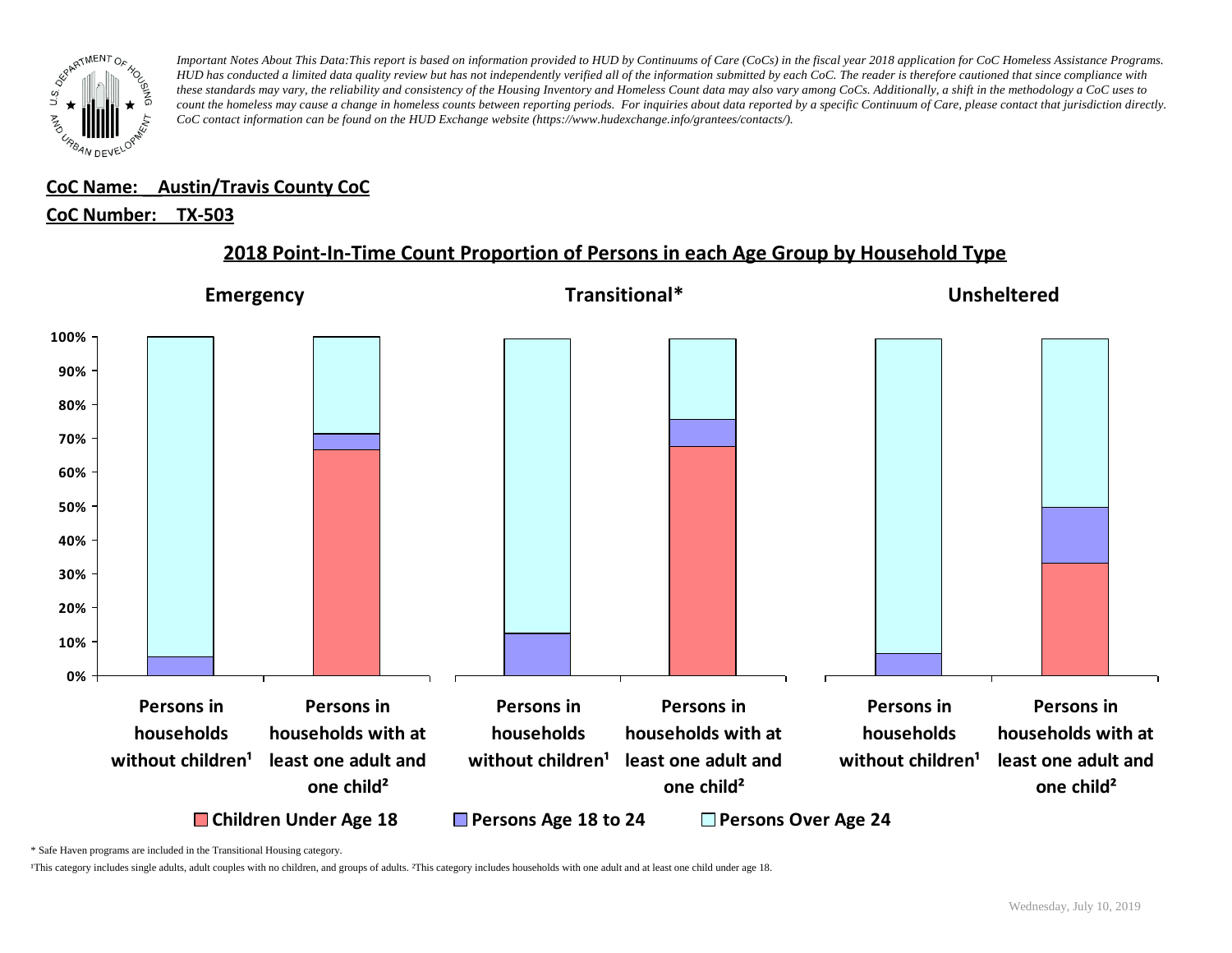*Important Notes About This Data:This report is based on information provided to HUD by Continuums of Care (CoCs) in the fiscal year 2018 application for CoC Homeless Assistance Programs. HUD has conducted a limited data quality review but has not independently verified all of the information submitted by each CoC. The reader is therefore cautioned that since compliance with these standards may vary, the reliability and consistency of the Housing Inventory and Homeless Count data may also vary among CoCs. Additionally, a shift in the methodology a CoC uses to count the homeless may cause a change in homeless counts between reporting periods. For inquiries about data reported by a specific Continuum of Care, please contact that jurisdiction directly. CoC contact information can be found on the HUD Exchange website (https://www.hudexchange.info/grantees/contacts/).*

**CoC Name: Austin/Travis County CoC**

**CoC Number: TX-503**

## 2018 Point-In-Time Count Proportion of Persons in each Age Group by Household Type

**Emergency** | **Transitional*** | **Unsheltered**

100%
90%
80%
70%
60%
50%
40%
30%
20%
10%
0%

Persons in households without children¹ | Persons in households with at least one adult and one child² | Persons in households without children¹ | Persons in households with at least one adult and one child² | Persons in households without children¹ | Persons in households with at least one adult and one child²

Children Under Age 18 | Persons Age 18 to 24 | Persons Over Age 24

\* Safe Haven programs are included in the Transitional Housing category.

¹This category includes single adults, adult couples with no children, and groups of adults. ²This category includes households with one adult and at least one child under age 18.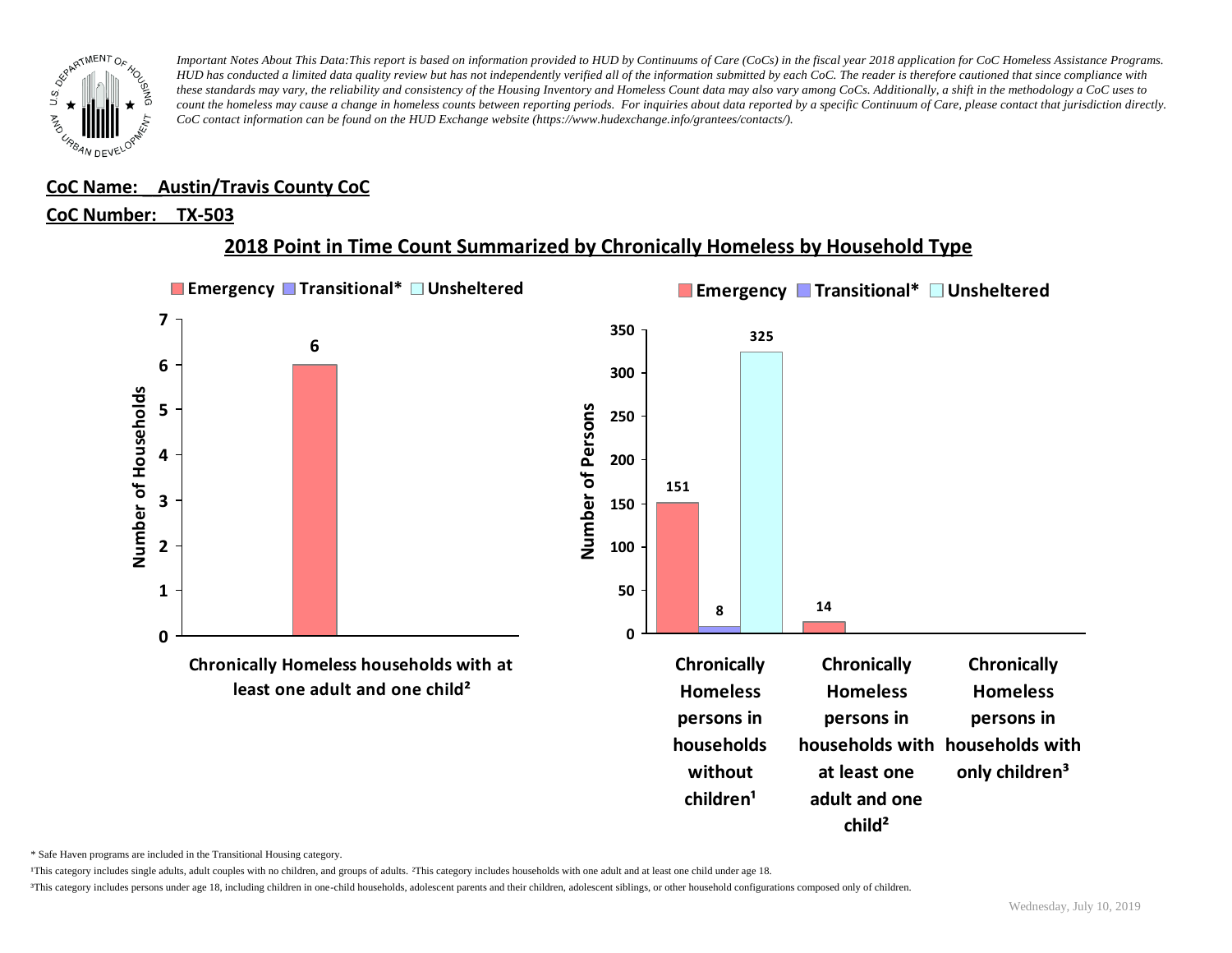*Important Notes About This Data:This report is based on information provided to HUD by Continuums of Care (CoCs) in the fiscal year 2018 application for CoC Homeless Assistance Programs. HUD has conducted a limited data quality review but has not independently verified all of the information submitted by each CoC. The reader is therefore cautioned that since compliance with these standards may vary, the reliability and consistency of the Housing Inventory and Homeless Count data may also vary among CoCs. Additionally, a shift in the methodology a CoC uses to count the homeless may cause a change in homeless counts between reporting periods. For inquiries about data reported by a specific Continuum of Care, please contact that jurisdiction directly. CoC contact information can be found on the HUD Exchange website (https://www.hudexchange.info/grantees/contacts/).*

**CoC Name: Austin/Travis County CoC**

**CoC Number: TX-503**

## 2018 Point in Time Count Summarized by Chronically Homeless by Household Type

Number of Households

| | Emergency | Transitional* | Unsheltered |
|---|---|---|---|
| Chronically Homeless households with at least one adult and one child² | 6 | | |

Number of Persons

| | Emergency | Transitional* | Unsheltered |
|---|---|---|---|
| Chronically Homeless persons in households without children¹ | 151 | 8 | 325 |
| Chronically Homeless persons in households with at least one adult and one child² | 14 | | |
| Chronically Homeless persons in households with only children³ | | | |

\* Safe Haven programs are included in the Transitional Housing category.

¹This category includes single adults, adult couples with no children, and groups of adults. ²This category includes households with one adult and at least one child under age 18.

³This category includes persons under age 18, including children in one-child households, adolescent parents and their children, adolescent siblings, or other household configurations composed only of children.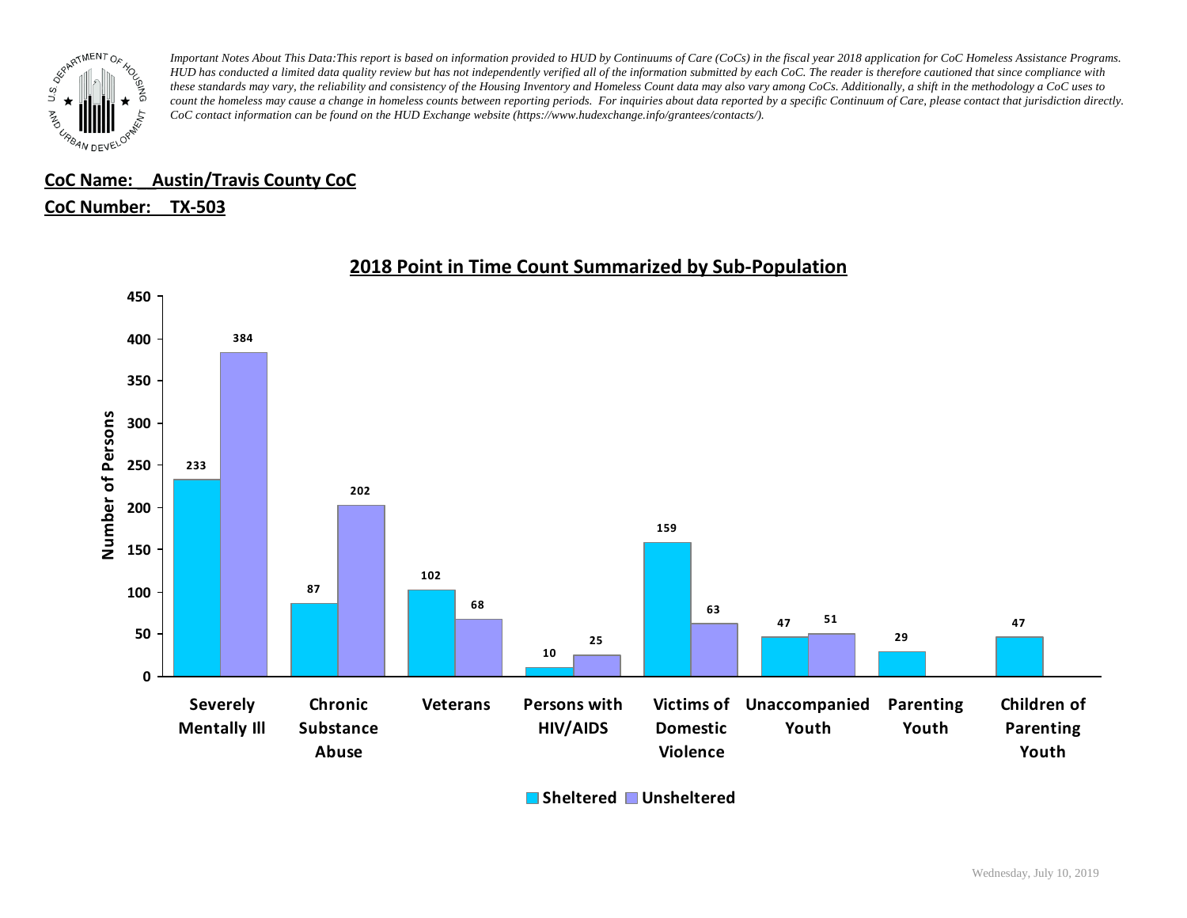*Important Notes About This Data:This report is based on information provided to HUD by Continuums of Care (CoCs) in the fiscal year 2018 application for CoC Homeless Assistance Programs. HUD has conducted a limited data quality review but has not independently verified all of the information submitted by each CoC. The reader is therefore cautioned that since compliance with these standards may vary, the reliability and consistency of the Housing Inventory and Homeless Count data may also vary among CoCs. Additionally, a shift in the methodology a CoC uses to count the homeless may cause a change in homeless counts between reporting periods. For inquiries about data reported by a specific Continuum of Care, please contact that jurisdiction directly. CoC contact information can be found on the HUD Exchange website (https://www.hudexchange.info/grantees/contacts/).*

**CoC Name: Austin/Travis County CoC**

**CoC Number: TX-503**

## 2018 Point in Time Count Summarized by Sub-Population

Number of Persons

0
50
100
150
200
250
300
350
400
450

Severely Mentally Ill: 233, 384
Chronic Substance Abuse: 87, 202
Veterans: 102, 68
Persons with HIV/AIDS: 10, 25
Victims of Domestic Violence: 159, 63
Unaccompanied Youth: 47, 51
Parenting Youth: 29
Children of Parenting Youth: 47

Sheltered
Unsheltered

Wednesday, July 10, 2019